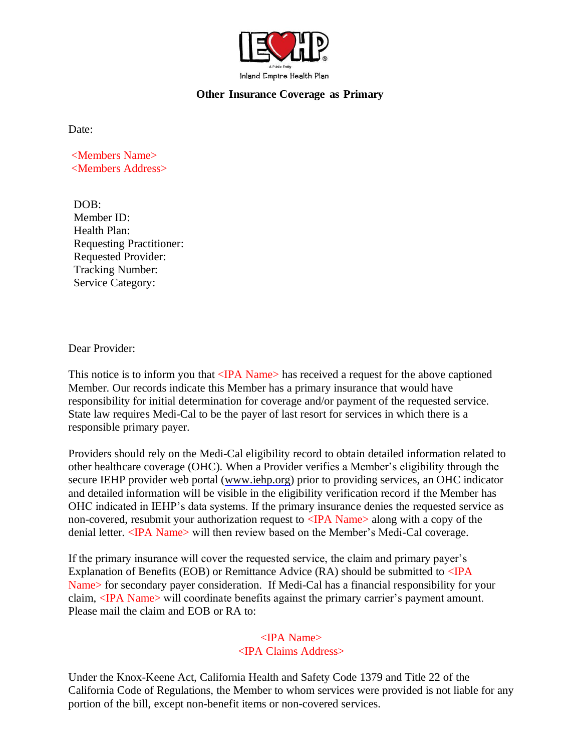IEHP
A Public Entity
Inland Empire Health Plan

## Other Insurance Coverage as Primary

Date:

<Members Name>
<Members Address>

DOB:
Member ID:
Health Plan:
Requesting Practitioner:
Requested Provider:
Tracking Number:
Service Category:

Dear Provider:

This notice is to inform you that <IPA Name> has received a request for the above captioned Member. Our records indicate this Member has a primary insurance that would have responsibility for initial determination for coverage and/or payment of the requested service. State law requires Medi-Cal to be the payer of last resort for services in which there is a responsible primary payer.

Providers should rely on the Medi-Cal eligibility record to obtain detailed information related to other healthcare coverage (OHC). When a Provider verifies a Member's eligibility through the secure IEHP provider web portal (www.iehp.org) prior to providing services, an OHC indicator and detailed information will be visible in the eligibility verification record if the Member has OHC indicated in IEHP's data systems. If the primary insurance denies the requested service as non-covered, resubmit your authorization request to <IPA Name> along with a copy of the denial letter. <IPA Name> will then review based on the Member's Medi-Cal coverage.

If the primary insurance will cover the requested service, the claim and primary payer's Explanation of Benefits (EOB) or Remittance Advice (RA) should be submitted to <IPA Name> for secondary payer consideration. If Medi-Cal has a financial responsibility for your claim, <IPA Name> will coordinate benefits against the primary carrier's payment amount. Please mail the claim and EOB or RA to:

<IPA Name>
<IPA Claims Address>

Under the Knox-Keene Act, California Health and Safety Code 1379 and Title 22 of the California Code of Regulations, the Member to whom services were provided is not liable for any portion of the bill, except non-benefit items or non-covered services.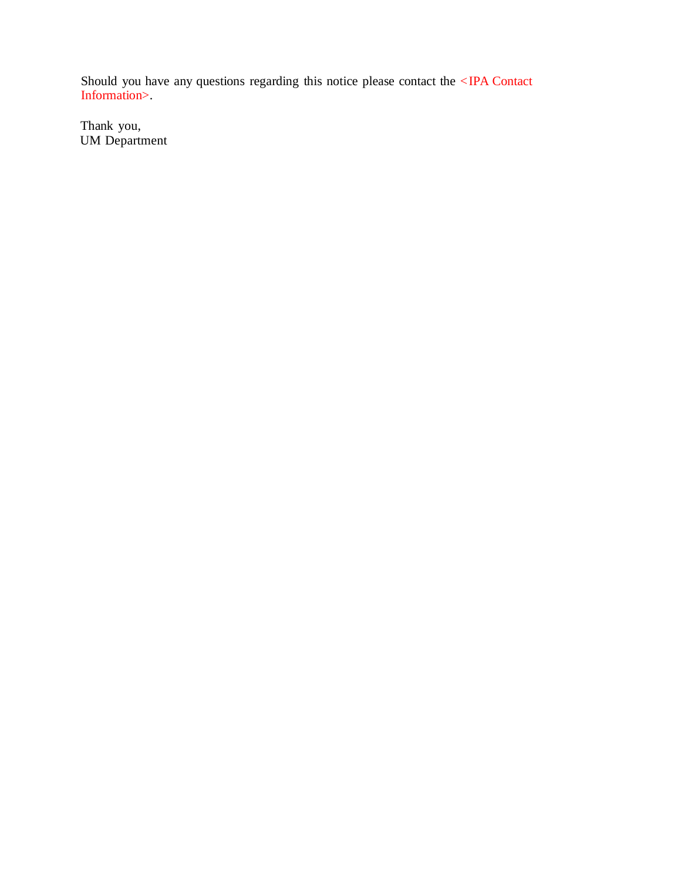Should you have any questions regarding this notice please contact the <IPA Contact Information>.

Thank you,  
UM Department